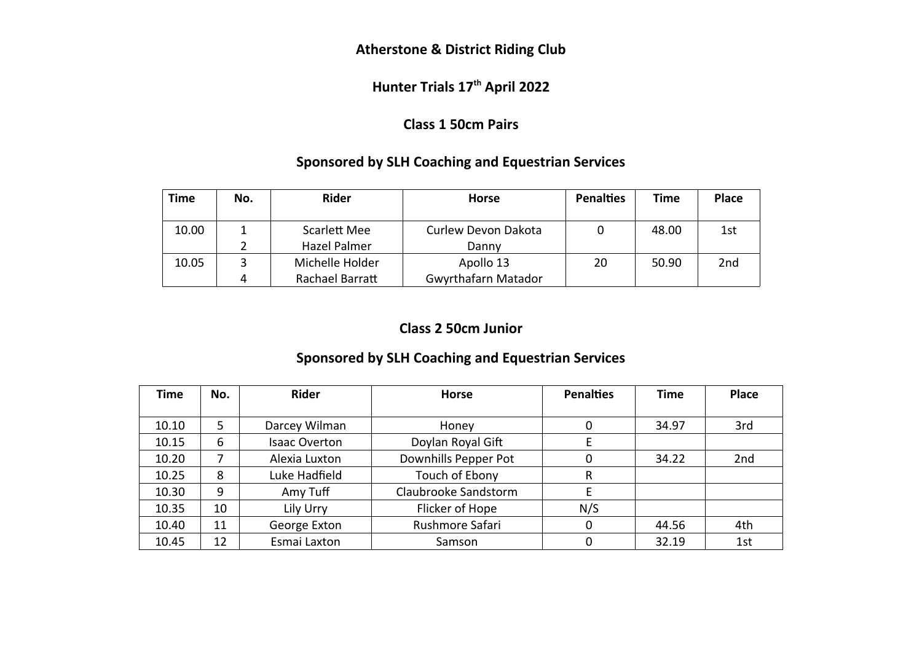**Atherstone & District Riding Club**

**Hunter Trials 17th April 2022**

**Class 1 50cm Pairs**

**Sponsored by SLH Coaching and Equestrian Services**

| Time | No. | Rider | Horse | Penalties | Time | Place |
|---|---|---|---|---|---|---|
| 10.00 | 1<br>2 | Scarlett Mee<br>Hazel Palmer | Curlew Devon Dakota<br>Danny | 0 | 48.00 | 1st |
| 10.05 | 3<br>4 | Michelle Holder<br>Rachael Barratt | Apollo 13<br>Gwyrthafarn Matador | 20 | 50.90 | 2nd |

**Class 2 50cm Junior**

**Sponsored by SLH Coaching and Equestrian Services**

| Time | No. | Rider | Horse | Penalties | Time | Place |
|---|---|---|---|---|---|---|
| 10.10 | 5 | Darcey Wilman | Honey | 0 | 34.97 | 3rd |
| 10.15 | 6 | Isaac Overton | Doylan Royal Gift | E | | |
| 10.20 | 7 | Alexia Luxton | Downhills Pepper Pot | 0 | 34.22 | 2nd |
| 10.25 | 8 | Luke Hadfield | Touch of Ebony | R | | |
| 10.30 | 9 | Amy Tuff | Claubrooke Sandstorm | E | | |
| 10.35 | 10 | Lily Urry | Flicker of Hope | N/S | | |
| 10.40 | 11 | George Exton | Rushmore Safari | 0 | 44.56 | 4th |
| 10.45 | 12 | Esmai Laxton | Samson | 0 | 32.19 | 1st |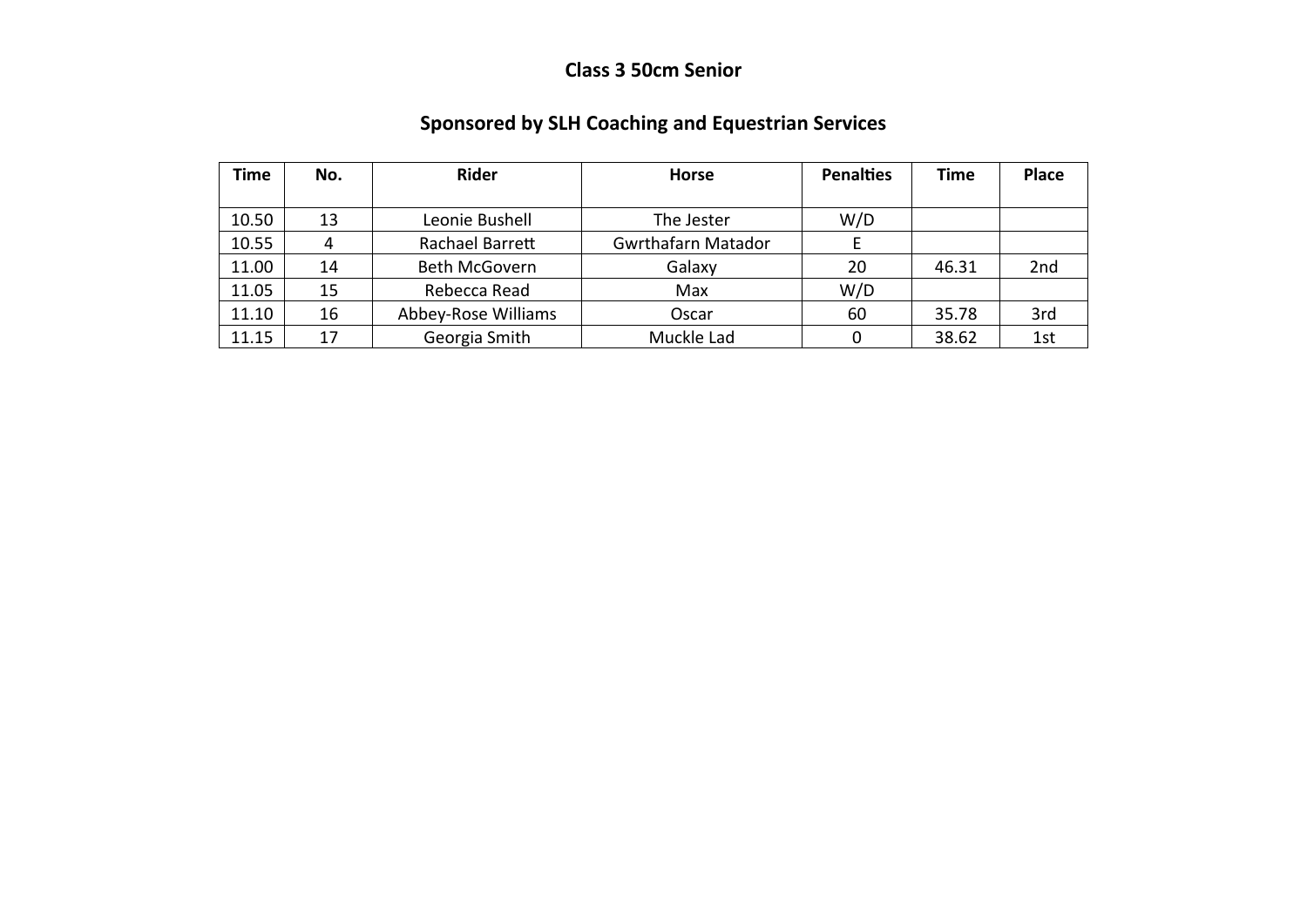## Class 3 50cm Senior

## Sponsored by SLH Coaching and Equestrian Services

| Time | No. | Rider | Horse | Penalties | Time | Place |
|---|---|---|---|---|---|---|
| 10.50 | 13 | Leonie Bushell | The Jester | W/D | | |
| 10.55 | 4 | Rachael Barrett | Gwrthafarn Matador | E | | |
| 11.00 | 14 | Beth McGovern | Galaxy | 20 | 46.31 | 2nd |
| 11.05 | 15 | Rebecca Read | Max | W/D | | |
| 11.10 | 16 | Abbey-Rose Williams | Oscar | 60 | 35.78 | 3rd |
| 11.15 | 17 | Georgia Smith | Muckle Lad | 0 | 38.62 | 1st |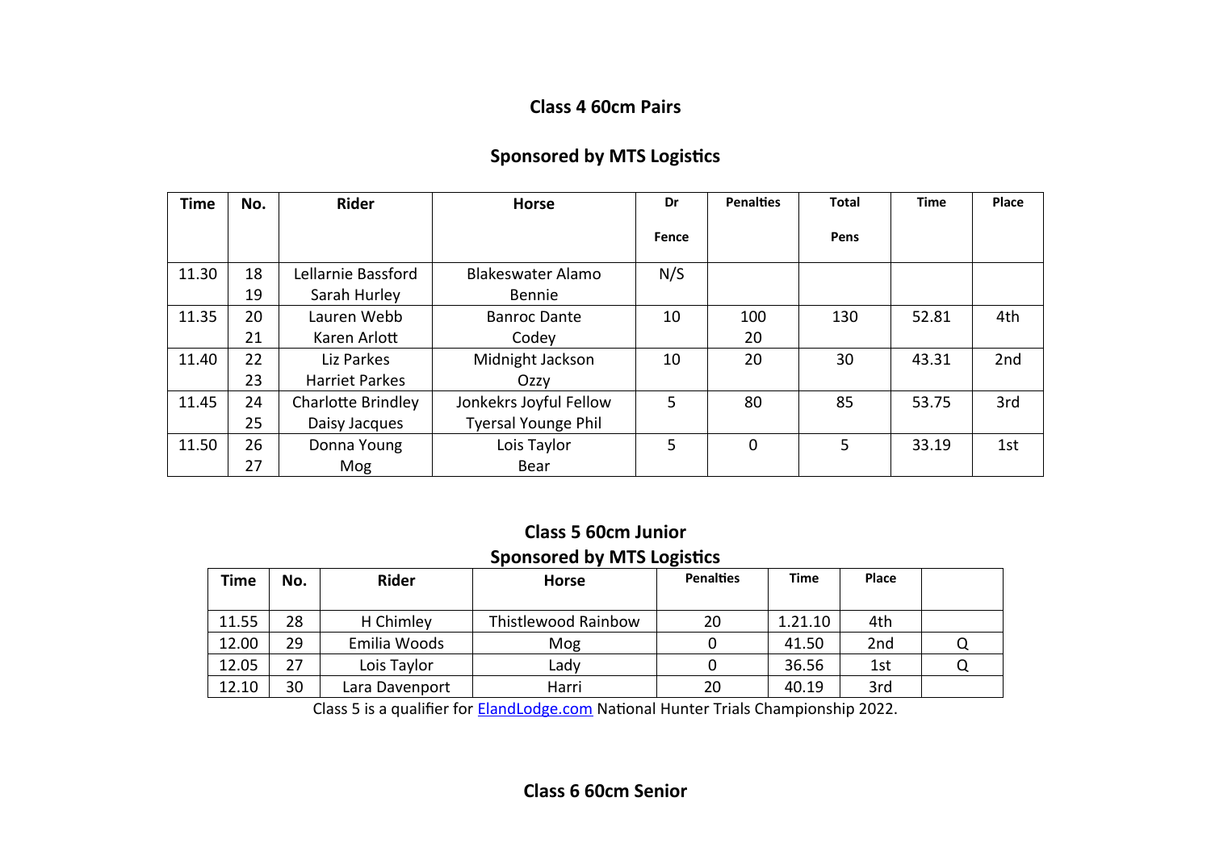**Class 4 60cm Pairs**

**Sponsored by MTS Logistics**

| Time | No. | Rider | Horse | Dr Fence | Penalties | Total Pens | Time | Place |
|---|---|---|---|---|---|---|---|---|
| 11.30 | 18<br>19 | Lellarnie Bassford<br>Sarah Hurley | Blakeswater Alamo<br>Bennie | N/S | | | | |
| 11.35 | 20<br>21 | Lauren Webb<br>Karen Arlott | Banroc Dante<br>Codey | 10 | 100<br>20 | 130 | 52.81 | 4th |
| 11.40 | 22<br>23 | Liz Parkes<br>Harriet Parkes | Midnight Jackson<br>Ozzy | 10 | 20 | 30 | 43.31 | 2nd |
| 11.45 | 24<br>25 | Charlotte Brindley<br>Daisy Jacques | Jonkekrs Joyful Fellow<br>Tyersal Younge Phil | 5 | 80 | 85 | 53.75 | 3rd |
| 11.50 | 26<br>27 | Donna Young<br>Mog | Lois Taylor<br>Bear | 5 | 0 | 5 | 33.19 | 1st |

**Class 5 60cm Junior**

**Sponsored by MTS Logistics**

| Time | No. | Rider | Horse | Penalties | Time | Place | |
|---|---|---|---|---|---|---|---|
| 11.55 | 28 | H Chimley | Thistlewood Rainbow | 20 | 1.21.10 | 4th | |
| 12.00 | 29 | Emilia Woods | Mog | 0 | 41.50 | 2nd | Q |
| 12.05 | 27 | Lois Taylor | Lady | 0 | 36.56 | 1st | Q |
| 12.10 | 30 | Lara Davenport | Harri | 20 | 40.19 | 3rd | |

Class 5 is a qualifier for ElandLodge.com National Hunter Trials Championship 2022.

**Class 6 60cm Senior**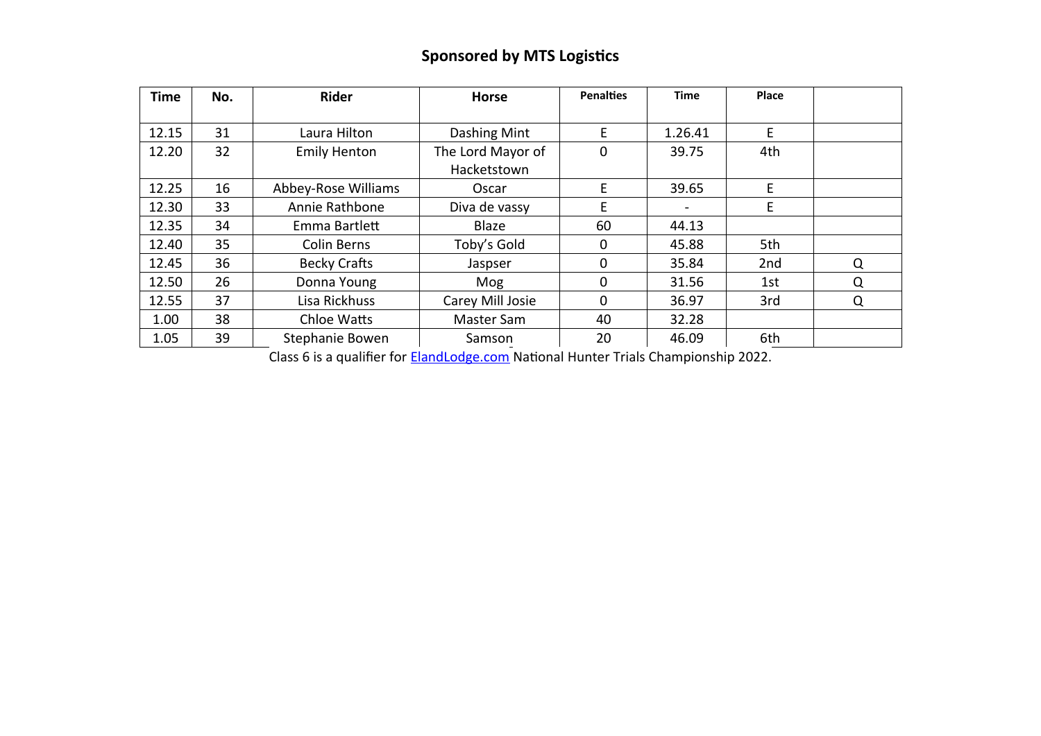## Sponsored by MTS Logistics

| Time | No. | Rider | Horse | Penalties | Time | Place | |
|---|---|---|---|---|---|---|---|
| 12.15 | 31 | Laura Hilton | Dashing Mint | E | 1.26.41 | E | |
| 12.20 | 32 | Emily Henton | The Lord Mayor of Hacketstown | 0 | 39.75 | 4th | |
| 12.25 | 16 | Abbey-Rose Williams | Oscar | E | 39.65 | E | |
| 12.30 | 33 | Annie Rathbone | Diva de vassy | E | - | E | |
| 12.35 | 34 | Emma Bartlett | Blaze | 60 | 44.13 | | |
| 12.40 | 35 | Colin Berns | Toby's Gold | 0 | 45.88 | 5th | |
| 12.45 | 36 | Becky Crafts | Jaspser | 0 | 35.84 | 2nd | Q |
| 12.50 | 26 | Donna Young | Mog | 0 | 31.56 | 1st | Q |
| 12.55 | 37 | Lisa Rickhuss | Carey Mill Josie | 0 | 36.97 | 3rd | Q |
| 1.00 | 38 | Chloe Watts | Master Sam | 40 | 32.28 | | |
| 1.05 | 39 | Stephanie Bowen | Samson | 20 | 46.09 | 6th | |

Class 6 is a qualifier for ElandLodge.com National Hunter Trials Championship 2022.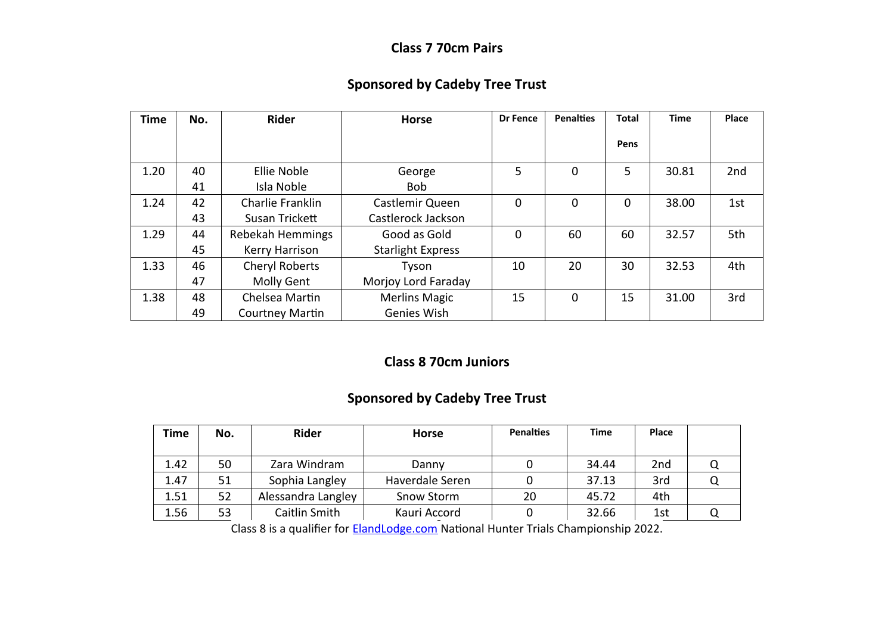## Class 7 70cm Pairs

## Sponsored by Cadeby Tree Trust

| Time | No. | Rider | Horse | Dr Fence | Penalties | Total Pens | Time | Place |
|---|---|---|---|---|---|---|---|---|
| 1.20 | 40<br>41 | Ellie Noble<br>Isla Noble | George<br>Bob | 5 | 0 | 5 | 30.81 | 2nd |
| 1.24 | 42<br>43 | Charlie Franklin<br>Susan Trickett | Castlemir Queen<br>Castlerock Jackson | 0 | 0 | 0 | 38.00 | 1st |
| 1.29 | 44<br>45 | Rebekah Hemmings<br>Kerry Harrison | Good as Gold<br>Starlight Express | 0 | 60 | 60 | 32.57 | 5th |
| 1.33 | 46<br>47 | Cheryl Roberts<br>Molly Gent | Tyson<br>Morjoy Lord Faraday | 10 | 20 | 30 | 32.53 | 4th |
| 1.38 | 48<br>49 | Chelsea Martin<br>Courtney Martin | Merlins Magic<br>Genies Wish | 15 | 0 | 15 | 31.00 | 3rd |

## Class 8 70cm Juniors

## Sponsored by Cadeby Tree Trust

| Time | No. | Rider | Horse | Penalties | Time | Place | |
|---|---|---|---|---|---|---|---|
| 1.42 | 50 | Zara Windram | Danny | 0 | 34.44 | 2nd | Q |
| 1.47 | 51 | Sophia Langley | Haverdale Seren | 0 | 37.13 | 3rd | Q |
| 1.51 | 52 | Alessandra Langley | Snow Storm | 20 | 45.72 | 4th | |
| 1.56 | 53 | Caitlin Smith | Kauri Accord | 0 | 32.66 | 1st | Q |

Class 8 is a qualifier for ElandLodge.com National Hunter Trials Championship 2022.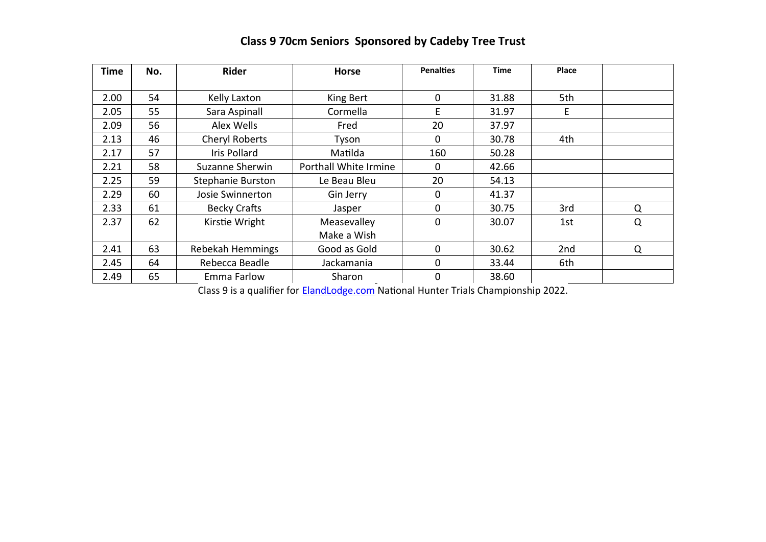## Class 9 70cm Seniors  Sponsored by Cadeby Tree Trust

| Time | No. | Rider | Horse | Penalties | Time | Place | |
|---|---|---|---|---|---|---|---|
| 2.00 | 54 | Kelly Laxton | King Bert | 0 | 31.88 | 5th | |
| 2.05 | 55 | Sara Aspinall | Cormella | E | 31.97 | E | |
| 2.09 | 56 | Alex Wells | Fred | 20 | 37.97 | | |
| 2.13 | 46 | Cheryl Roberts | Tyson | 0 | 30.78 | 4th | |
| 2.17 | 57 | Iris Pollard | Matilda | 160 | 50.28 | | |
| 2.21 | 58 | Suzanne Sherwin | Porthall White Irmine | 0 | 42.66 | | |
| 2.25 | 59 | Stephanie Burston | Le Beau Bleu | 20 | 54.13 | | |
| 2.29 | 60 | Josie Swinnerton | Gin Jerry | 0 | 41.37 | | |
| 2.33 | 61 | Becky Crafts | Jasper | 0 | 30.75 | 3rd | Q |
| 2.37 | 62 | Kirstie Wright | Measevalley Make a Wish | 0 | 30.07 | 1st | Q |
| 2.41 | 63 | Rebekah Hemmings | Good as Gold | 0 | 30.62 | 2nd | Q |
| 2.45 | 64 | Rebecca Beadle | Jackamania | 0 | 33.44 | 6th | |
| 2.49 | 65 | Emma Farlow | Sharon | 0 | 38.60 | | |

Class 9 is a qualifier for ElandLodge.com National Hunter Trials Championship 2022.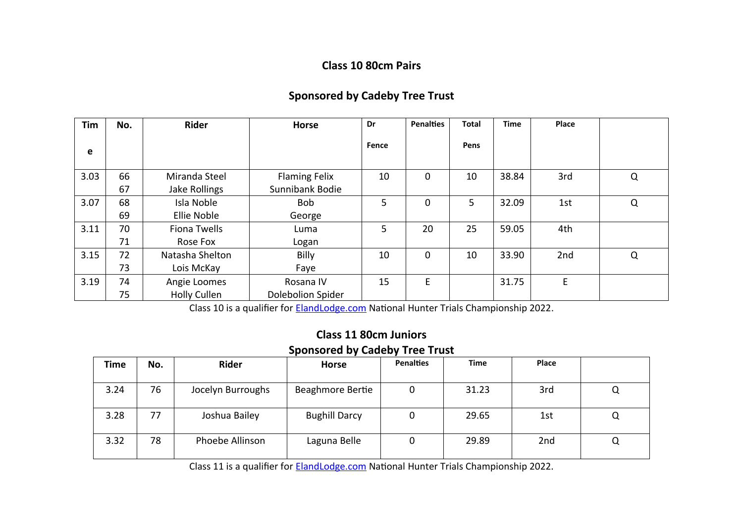## Class 10 80cm Pairs

## Sponsored by Cadeby Tree Trust

| Time | No. | Rider | Horse | Dr Fence | Penalties | Total Pens | Time | Place | |
|---|---|---|---|---|---|---|---|---|---|
| 3.03 | 66<br>67 | Miranda Steel<br>Jake Rollings | Flaming Felix<br>Sunnibank Bodie | 10 | 0 | 10 | 38.84 | 3rd | Q |
| 3.07 | 68<br>69 | Isla Noble<br>Ellie Noble | Bob<br>George | 5 | 0 | 5 | 32.09 | 1st | Q |
| 3.11 | 70<br>71 | Fiona Twells<br>Rose Fox | Luma<br>Logan | 5 | 20 | 25 | 59.05 | 4th | |
| 3.15 | 72<br>73 | Natasha Shelton<br>Lois McKay | Billy<br>Faye | 10 | 0 | 10 | 33.90 | 2nd | Q |
| 3.19 | 74<br>75 | Angie Loomes<br>Holly Cullen | Rosana IV<br>Dolebolion Spider | 15 | E | | 31.75 | E | |

Class 10 is a qualifier for ElandLodge.com National Hunter Trials Championship 2022.

## Class 11 80cm Juniors

## Sponsored by Cadeby Tree Trust

| Time | No. | Rider | Horse | Penalties | Time | Place | |
|---|---|---|---|---|---|---|---|
| 3.24 | 76 | Jocelyn Burroughs | Beaghmore Bertie | 0 | 31.23 | 3rd | Q |
| 3.28 | 77 | Joshua Bailey | Bughill Darcy | 0 | 29.65 | 1st | Q |
| 3.32 | 78 | Phoebe Allinson | Laguna Belle | 0 | 29.89 | 2nd | Q |

Class 11 is a qualifier for ElandLodge.com National Hunter Trials Championship 2022.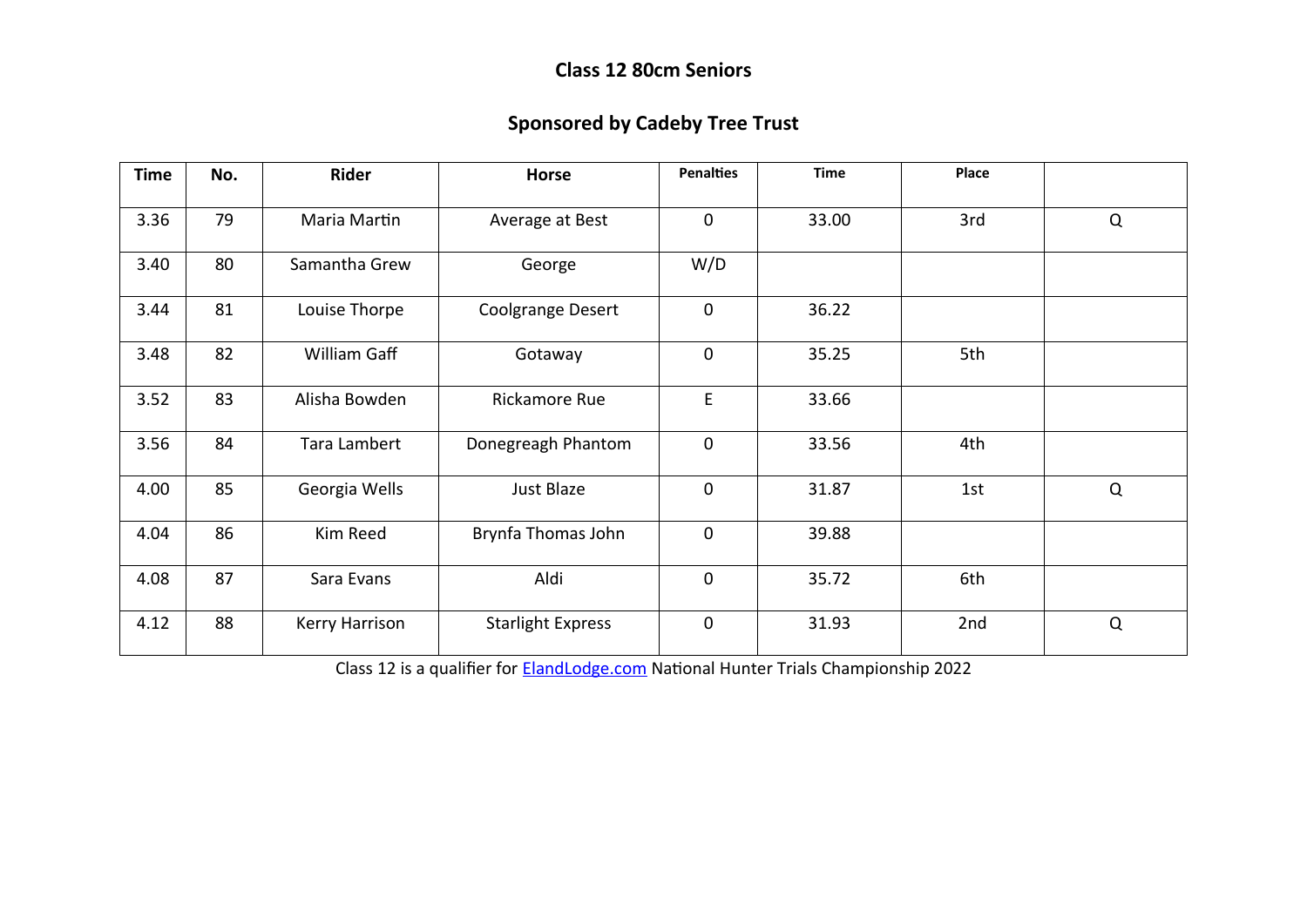# Class 12 80cm Seniors

## Sponsored by Cadeby Tree Trust

| Time | No. | Rider | Horse | Penalties | Time | Place | |
|---|---|---|---|---|---|---|---|
| 3.36 | 79 | Maria Martin | Average at Best | 0 | 33.00 | 3rd | Q |
| 3.40 | 80 | Samantha Grew | George | W/D | | | |
| 3.44 | 81 | Louise Thorpe | Coolgrange Desert | 0 | 36.22 | | |
| 3.48 | 82 | William Gaff | Gotaway | 0 | 35.25 | 5th | |
| 3.52 | 83 | Alisha Bowden | Rickamore Rue | E | 33.66 | | |
| 3.56 | 84 | Tara Lambert | Donegreagh Phantom | 0 | 33.56 | 4th | |
| 4.00 | 85 | Georgia Wells | Just Blaze | 0 | 31.87 | 1st | Q |
| 4.04 | 86 | Kim Reed | Brynfa Thomas John | 0 | 39.88 | | |
| 4.08 | 87 | Sara Evans | Aldi | 0 | 35.72 | 6th | |
| 4.12 | 88 | Kerry Harrison | Starlight Express | 0 | 31.93 | 2nd | Q |

Class 12 is a qualifier for ElandLodge.com National Hunter Trials Championship 2022